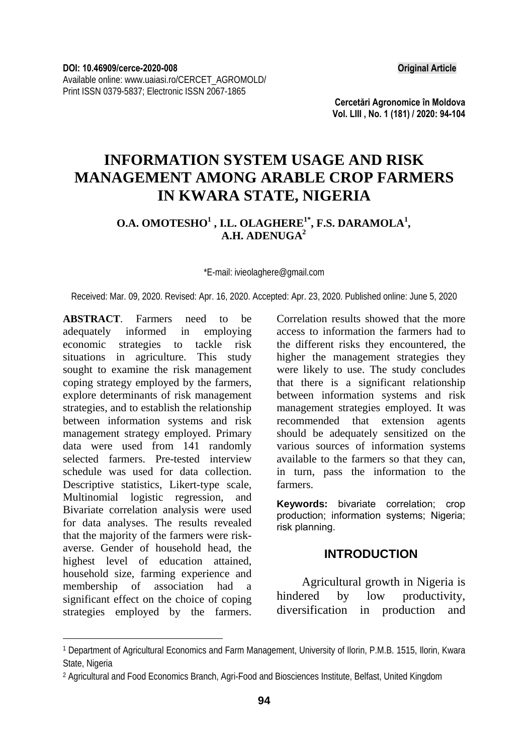DOI: 10.46909/cerce-2020-008

**Original Article**

Available online: www.uaiasi.ro/CERCET_AGROMOLD/

Print ISSN 0379-5837; Electronic ISSN 2067-1865

# INFORMATION SYSTEM USAGE AND RISK MANAGEMENT AMONG ARABLE CROP FARMERS IN KWARA STATE, NIGERIA

**O.A. OMOTESHO[1], I.L. OLAGHERE[1*], F.S. DARAMOLA[1], A.H. ADENUGA[2]**

*E-mail: ivieolaghere@gmail.com

Received: Mar. 09, 2020. Revised: Apr. 16, 2020. Accepted: Apr. 23, 2020. Published online: June 5, 2020

**ABSTRACT**. Farmers need to be adequately informed in employing economic strategies to tackle risk situations in agriculture. This study sought to examine the risk management coping strategy employed by the farmers, explore determinants of risk management strategies, and to establish the relationship between information systems and risk management strategy employed. Primary data were used from 141 randomly selected farmers. Pre-tested interview schedule was used for data collection. Descriptive statistics, Likert-type scale, Multinomial logistic regression, and Bivariate correlation analysis were used for data analyses. The results revealed that the majority of the farmers were risk-averse. Gender of household head, the highest level of education attained, household size, farming experience and membership of association had a significant effect on the choice of coping strategies employed by the farmers. Correlation results showed that the more access to information the farmers had to the different risks they encountered, the higher the management strategies they were likely to use. The study concludes that there is a significant relationship between information systems and risk management strategies employed. It was recommended that extension agents should be adequately sensitized on the various sources of information systems available to the farmers so that they can, in turn, pass the information to the farmers.

**Keywords:** bivariate correlation; crop production; information systems; Nigeria; risk planning.

## INTRODUCTION

Agricultural growth in Nigeria is hindered by low productivity, diversification in production and

[1] Department of Agricultural Economics and Farm Management, University of Ilorin, P.M.B. 1515, Ilorin, Kwara State, Nigeria

[2] Agricultural and Food Economics Branch, Agri-Food and Biosciences Institute, Belfast, United Kingdom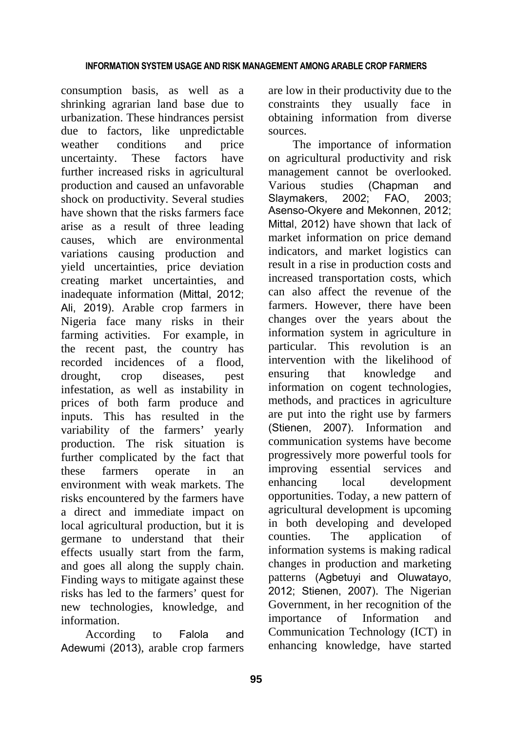consumption basis, as well as a shrinking agrarian land base due to urbanization. These hindrances persist due to factors, like unpredictable weather conditions and price uncertainty. These factors have further increased risks in agricultural production and caused an unfavorable shock on productivity. Several studies have shown that the risks farmers face arise as a result of three leading causes, which are environmental variations causing production and yield uncertainties, price deviation creating market uncertainties, and inadequate information (Mittal, 2012; Ali, 2019). Arable crop farmers in Nigeria face many risks in their farming activities. For example, in the recent past, the country has recorded incidences of a flood, drought, crop diseases, pest infestation, as well as instability in prices of both farm produce and inputs. This has resulted in the variability of the farmers' yearly production. The risk situation is further complicated by the fact that these farmers operate in an environment with weak markets. The risks encountered by the farmers have a direct and immediate impact on local agricultural production, but it is germane to understand that their effects usually start from the farm, and goes all along the supply chain. Finding ways to mitigate against these risks has led to the farmers' quest for new technologies, knowledge, and information.

According to Falola and Adewumi (2013), arable crop farmers are low in their productivity due to the constraints they usually face in obtaining information from diverse sources.

The importance of information on agricultural productivity and risk management cannot be overlooked. Various studies (Chapman and Slaymakers, 2002; FAO, 2003; Asenso-Okyere and Mekonnen, 2012; Mittal, 2012) have shown that lack of market information on price demand indicators, and market logistics can result in a rise in production costs and increased transportation costs, which can also affect the revenue of the farmers. However, there have been changes over the years about the information system in agriculture in particular. This revolution is an intervention with the likelihood of ensuring that knowledge and information on cogent technologies, methods, and practices in agriculture are put into the right use by farmers (Stienen, 2007). Information and communication systems have become progressively more powerful tools for improving essential services and enhancing local development opportunities. Today, a new pattern of agricultural development is upcoming in both developing and developed counties. The application of information systems is making radical changes in production and marketing patterns (Agbetuyi and Oluwatayo, 2012; Stienen, 2007). The Nigerian Government, in her recognition of the importance of Information and Communication Technology (ICT) in enhancing knowledge, have started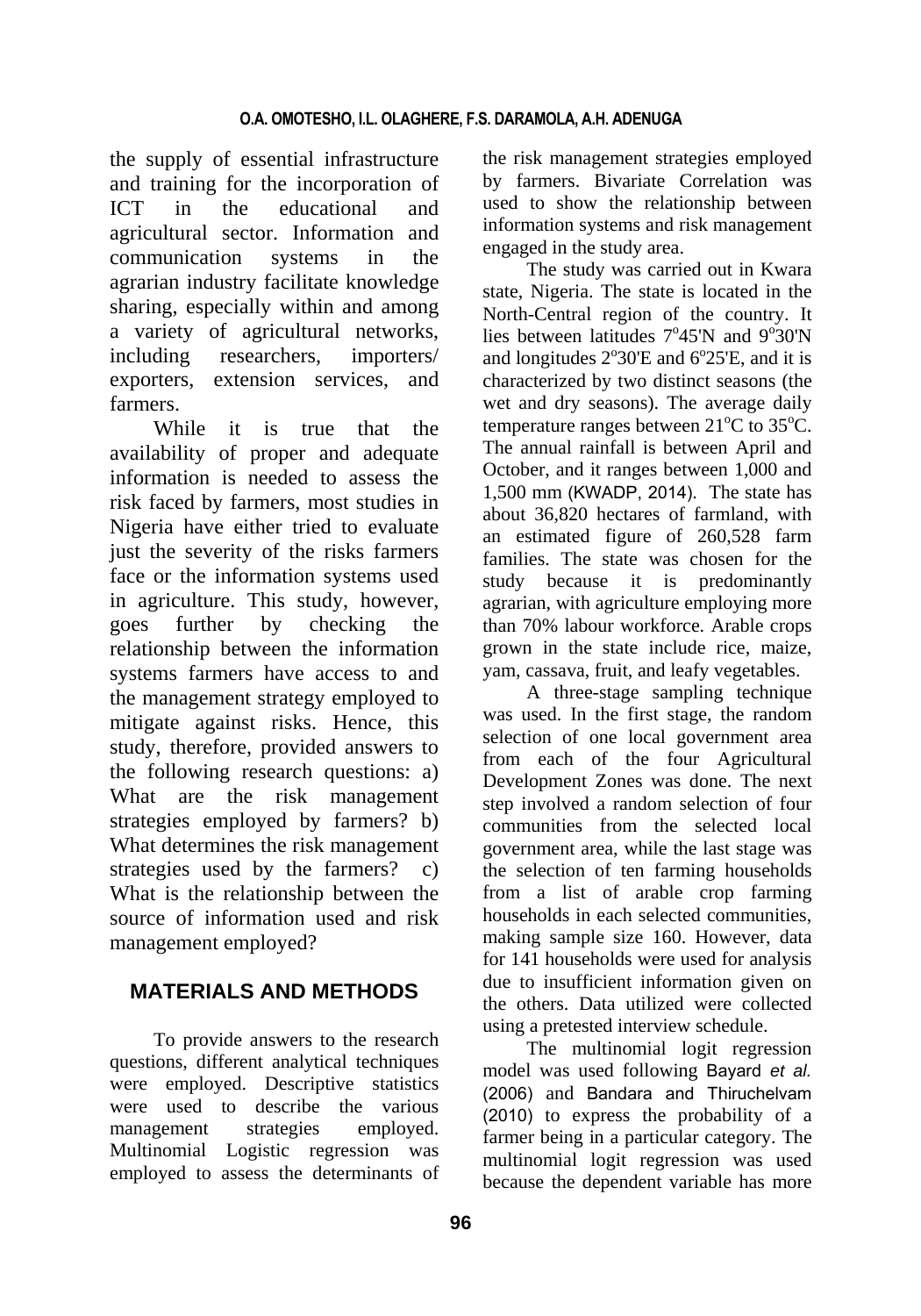the supply of essential infrastructure and training for the incorporation of ICT in the educational and agricultural sector. Information and communication systems in the agrarian industry facilitate knowledge sharing, especially within and among a variety of agricultural networks, including researchers, importers/ exporters, extension services, and farmers.

While it is true that the availability of proper and adequate information is needed to assess the risk faced by farmers, most studies in Nigeria have either tried to evaluate just the severity of the risks farmers face or the information systems used in agriculture. This study, however, goes further by checking the relationship between the information systems farmers have access to and the management strategy employed to mitigate against risks. Hence, this study, therefore, provided answers to the following research questions: a) What are the risk management strategies employed by farmers? b) What determines the risk management strategies used by the farmers? c) What is the relationship between the source of information used and risk management employed?

## MATERIALS AND METHODS

To provide answers to the research questions, different analytical techniques were employed. Descriptive statistics were used to describe the various management strategies employed. Multinomial Logistic regression was employed to assess the determinants of the risk management strategies employed by farmers. Bivariate Correlation was used to show the relationship between information systems and risk management engaged in the study area.

The study was carried out in Kwara state, Nigeria. The state is located in the North-Central region of the country. It lies between latitudes 7°45'N and 9°30'N and longitudes 2°30'E and 6°25'E, and it is characterized by two distinct seasons (the wet and dry seasons). The average daily temperature ranges between 21°C to 35°C. The annual rainfall is between April and October, and it ranges between 1,000 and 1,500 mm (KWADP, 2014). The state has about 36,820 hectares of farmland, with an estimated figure of 260,528 farm families. The state was chosen for the study because it is predominantly agrarian, with agriculture employing more than 70% labour workforce. Arable crops grown in the state include rice, maize, yam, cassava, fruit, and leafy vegetables.

A three-stage sampling technique was used. In the first stage, the random selection of one local government area from each of the four Agricultural Development Zones was done. The next step involved a random selection of four communities from the selected local government area, while the last stage was the selection of ten farming households from a list of arable crop farming households in each selected communities, making sample size 160. However, data for 141 households were used for analysis due to insufficient information given on the others. Data utilized were collected using a pretested interview schedule.

The multinomial logit regression model was used following Bayard *et al.* (2006) and Bandara and Thiruchelvam (2010) to express the probability of a farmer being in a particular category. The multinomial logit regression was used because the dependent variable has more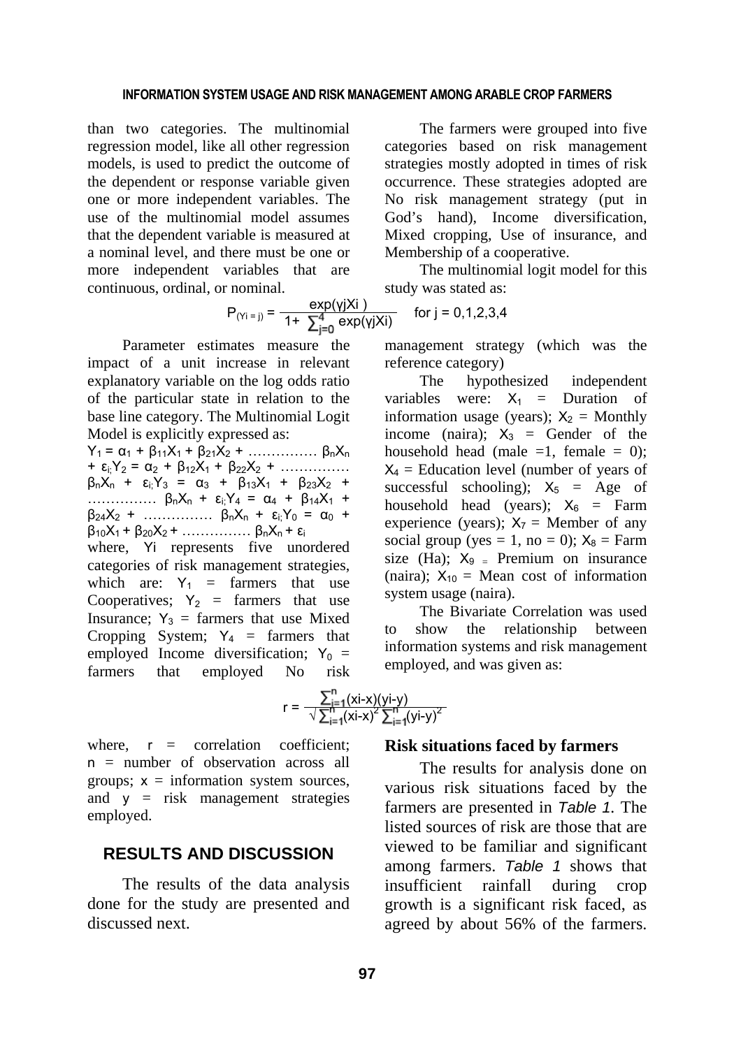than two categories. The multinomial regression model, like all other regression models, is used to predict the outcome of the dependent or response variable given one or more independent variables. The use of the multinomial model assumes that the dependent variable is measured at a nominal level, and there must be one or more independent variables that are continuous, ordinal, or nominal.

The farmers were grouped into five categories based on risk management strategies mostly adopted in times of risk occurrence. These strategies adopted are No risk management strategy (put in God's hand), Income diversification, Mixed cropping, Use of insurance, and Membership of a cooperative.

The multinomial logit model for this study was stated as:

$$P_{(Yi = j)} = \frac{\exp(\gamma jXi)}{1 + \sum_{j=0}^{4} \exp(\gamma jXi)} \quad \text{for } j = 0,1,2,3,4$$

Parameter estimates measure the impact of a unit increase in relevant explanatory variable on the log odds ratio of the particular state in relation to the base line category. The Multinomial Logit Model is explicitly expressed as:

$Y_1 = \alpha_1 + \beta_{11}X_1 + \beta_{21}X_2 + \ldots\ldots\ldots\ldots\ldots \beta_nX_n + \varepsilon_i$; $Y_2 = \alpha_2 + \beta_{12}X_1 + \beta_{22}X_2 + \ldots\ldots\ldots\ldots\ldots \beta_nX_n + \varepsilon_i$; $Y_3 = \alpha_3 + \beta_{13}X_1 + \beta_{23}X_2 + \ldots\ldots\ldots\ldots\ldots \beta_nX_n + \varepsilon_i$; $Y_4 = \alpha_4 + \beta_{14}X_1 + \beta_{24}X_2 + \ldots\ldots\ldots\ldots\ldots \beta_nX_n + \varepsilon_i$; $Y_0 = \alpha_0 + \beta_{10}X_1 + \beta_{20}X_2 + \ldots\ldots\ldots\ldots\ldots \beta_nX_n + \varepsilon_i$

where, $Yi$ represents five unordered categories of risk management strategies, which are: $Y_1$ = farmers that use Cooperatives; $Y_2$ = farmers that use Insurance; $Y_3$ = farmers that use Mixed Cropping System; $Y_4$ = farmers that employed Income diversification; $Y_0$ = farmers that employed No risk management strategy (which was the reference category)

The hypothesized independent variables were: $X_1$ = Duration of information usage (years); $X_2$ = Monthly income (naira); $X_3$ = Gender of the household head (male =1, female = 0); $X_4$ = Education level (number of years of successful schooling); $X_5$ = Age of household head (years); $X_6$ = Farm experience (years); $X_7$ = Member of any social group (yes = 1, no = 0); $X_8$ = Farm size (Ha); $X_9$ = Premium on insurance (naira); $X_{10}$ = Mean cost of information system usage (naira).

The Bivariate Correlation was used to show the relationship between information systems and risk management employed, and was given as:

$$r = \frac{\sum_{i=1}^{n}(xi\text{-}x)(yi\text{-}y)}{\sqrt{\sum_{i=1}^{n}(xi\text{-}x)^2 \sum_{i=1}^{n}(yi\text{-}y)^2}}$$

where, $r$ = correlation coefficient; $n$ = number of observation across all groups; $x$ = information system sources, and $y$ = risk management strategies employed.

## RESULTS AND DISCUSSION

The results of the data analysis done for the study are presented and discussed next.

### Risk situations faced by farmers

The results for analysis done on various risk situations faced by the farmers are presented in *Table 1.* The listed sources of risk are those that are viewed to be familiar and significant among farmers. *Table 1* shows that insufficient rainfall during crop growth is a significant risk faced, as agreed by about 56% of the farmers.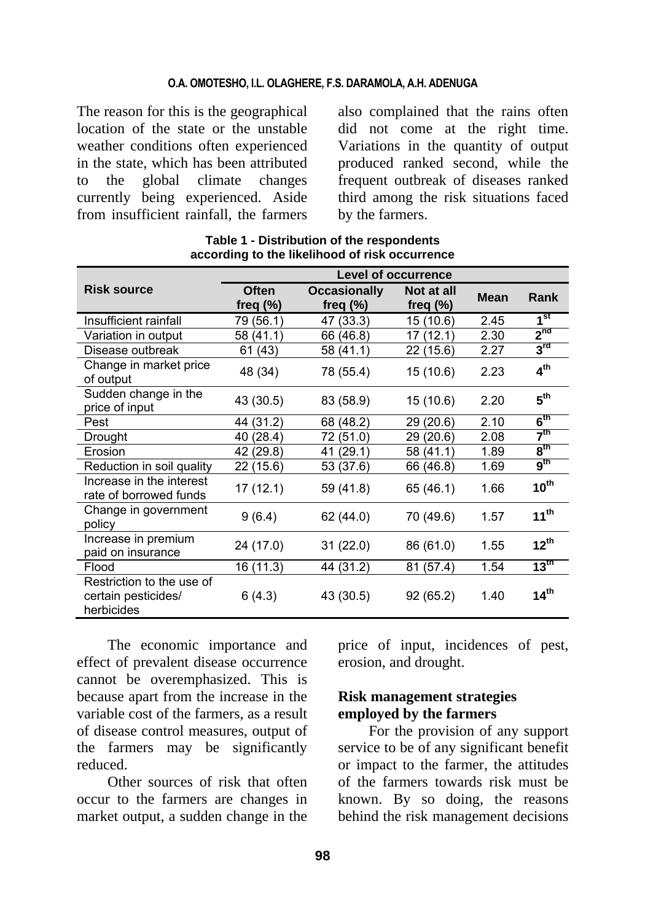The reason for this is the geographical location of the state or the unstable weather conditions often experienced in the state, which has been attributed to the global climate changes currently being experienced. Aside from insufficient rainfall, the farmers also complained that the rains often did not come at the right time. Variations in the quantity of output produced ranked second, while the frequent outbreak of diseases ranked third among the risk situations faced by the farmers.

**Table 1 - Distribution of the respondents according to the likelihood of risk occurrence**

| Risk source | Level of occurrence | | | | |
|---|---|---|---|---|---|
| | Often freq (%) | Occasionally freq (%) | Not at all freq (%) | Mean | Rank |
| Insufficient rainfall | 79 (56.1) | 47 (33.3) | 15 (10.6) | 2.45 | 1st |
| Variation in output | 58 (41.1) | 66 (46.8) | 17 (12.1) | 2.30 | 2nd |
| Disease outbreak | 61 (43) | 58 (41.1) | 22 (15.6) | 2.27 | 3rd |
| Change in market price of output | 48 (34) | 78 (55.4) | 15 (10.6) | 2.23 | 4th |
| Sudden change in the price of input | 43 (30.5) | 83 (58.9) | 15 (10.6) | 2.20 | 5th |
| Pest | 44 (31.2) | 68 (48.2) | 29 (20.6) | 2.10 | 6th |
| Drought | 40 (28.4) | 72 (51.0) | 29 (20.6) | 2.08 | 7th |
| Erosion | 42 (29.8) | 41 (29.1) | 58 (41.1) | 1.89 | 8th |
| Reduction in soil quality | 22 (15.6) | 53 (37.6) | 66 (46.8) | 1.69 | 9th |
| Increase in the interest rate of borrowed funds | 17 (12.1) | 59 (41.8) | 65 (46.1) | 1.66 | 10th |
| Change in government policy | 9 (6.4) | 62 (44.0) | 70 (49.6) | 1.57 | 11th |
| Increase in premium paid on insurance | 24 (17.0) | 31 (22.0) | 86 (61.0) | 1.55 | 12th |
| Flood | 16 (11.3) | 44 (31.2) | 81 (57.4) | 1.54 | 13th |
| Restriction to the use of certain pesticides/ herbicides | 6 (4.3) | 43 (30.5) | 92 (65.2) | 1.40 | 14th |

The economic importance and effect of prevalent disease occurrence cannot be overemphasized. This is because apart from the increase in the variable cost of the farmers, as a result of disease control measures, output of the farmers may be significantly reduced.

Other sources of risk that often occur to the farmers are changes in market output, a sudden change in the price of input, incidences of pest, erosion, and drought.

### Risk management strategies employed by the farmers

For the provision of any support service to be of any significant benefit or impact to the farmer, the attitudes of the farmers towards risk must be known. By so doing, the reasons behind the risk management decisions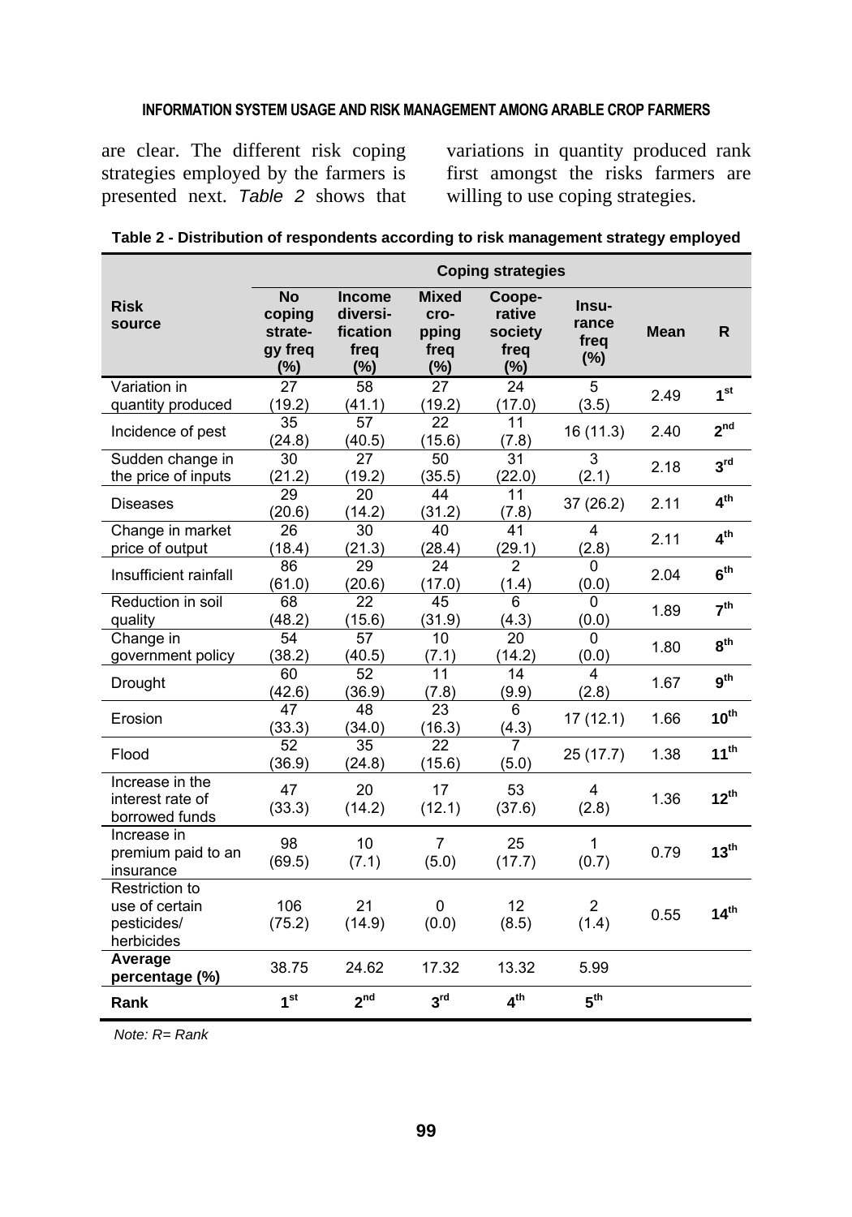are clear. The different risk coping strategies employed by the farmers is presented next. *Table 2* shows that variations in quantity produced rank first amongst the risks farmers are willing to use coping strategies.

**Table 2 - Distribution of respondents according to risk management strategy employed**

| Risk source | Coping strategies | | | | | | |
|---|---|---|---|---|---|---|---|
| | No coping strategy freq (%) | Income diversification freq (%) | Mixed cropping freq (%) | Cooperative society freq (%) | Insurance freq (%) | Mean | R |
| Variation in quantity produced | 27 (19.2) | 58 (41.1) | 27 (19.2) | 24 (17.0) | 5 (3.5) | 2.49 | 1st |
| Incidence of pest | 35 (24.8) | 57 (40.5) | 22 (15.6) | 11 (7.8) | 16 (11.3) | 2.40 | 2nd |
| Sudden change in the price of inputs | 30 (21.2) | 27 (19.2) | 50 (35.5) | 31 (22.0) | 3 (2.1) | 2.18 | 3rd |
| Diseases | 29 (20.6) | 20 (14.2) | 44 (31.2) | 11 (7.8) | 37 (26.2) | 2.11 | 4th |
| Change in market price of output | 26 (18.4) | 30 (21.3) | 40 (28.4) | 41 (29.1) | 4 (2.8) | 2.11 | 4th |
| Insufficient rainfall | 86 (61.0) | 29 (20.6) | 24 (17.0) | 2 (1.4) | 0 (0.0) | 2.04 | 6th |
| Reduction in soil quality | 68 (48.2) | 22 (15.6) | 45 (31.9) | 6 (4.3) | 0 (0.0) | 1.89 | 7th |
| Change in government policy | 54 (38.2) | 57 (40.5) | 10 (7.1) | 20 (14.2) | 0 (0.0) | 1.80 | 8th |
| Drought | 60 (42.6) | 52 (36.9) | 11 (7.8) | 14 (9.9) | 4 (2.8) | 1.67 | 9th |
| Erosion | 47 (33.3) | 48 (34.0) | 23 (16.3) | 6 (4.3) | 17 (12.1) | 1.66 | 10th |
| Flood | 52 (36.9) | 35 (24.8) | 22 (15.6) | 7 (5.0) | 25 (17.7) | 1.38 | 11th |
| Increase in the interest rate of borrowed funds | 47 (33.3) | 20 (14.2) | 17 (12.1) | 53 (37.6) | 4 (2.8) | 1.36 | 12th |
| Increase in premium paid to an insurance | 98 (69.5) | 10 (7.1) | 7 (5.0) | 25 (17.7) | 1 (0.7) | 0.79 | 13th |
| Restriction to use of certain pesticides/ herbicides | 106 (75.2) | 21 (14.9) | 0 (0.0) | 12 (8.5) | 2 (1.4) | 0.55 | 14th |
| **Average percentage (%)** | 38.75 | 24.62 | 17.32 | 13.32 | 5.99 | | |
| **Rank** | 1st | 2nd | 3rd | 4th | 5th | | |

*Note: R= Rank*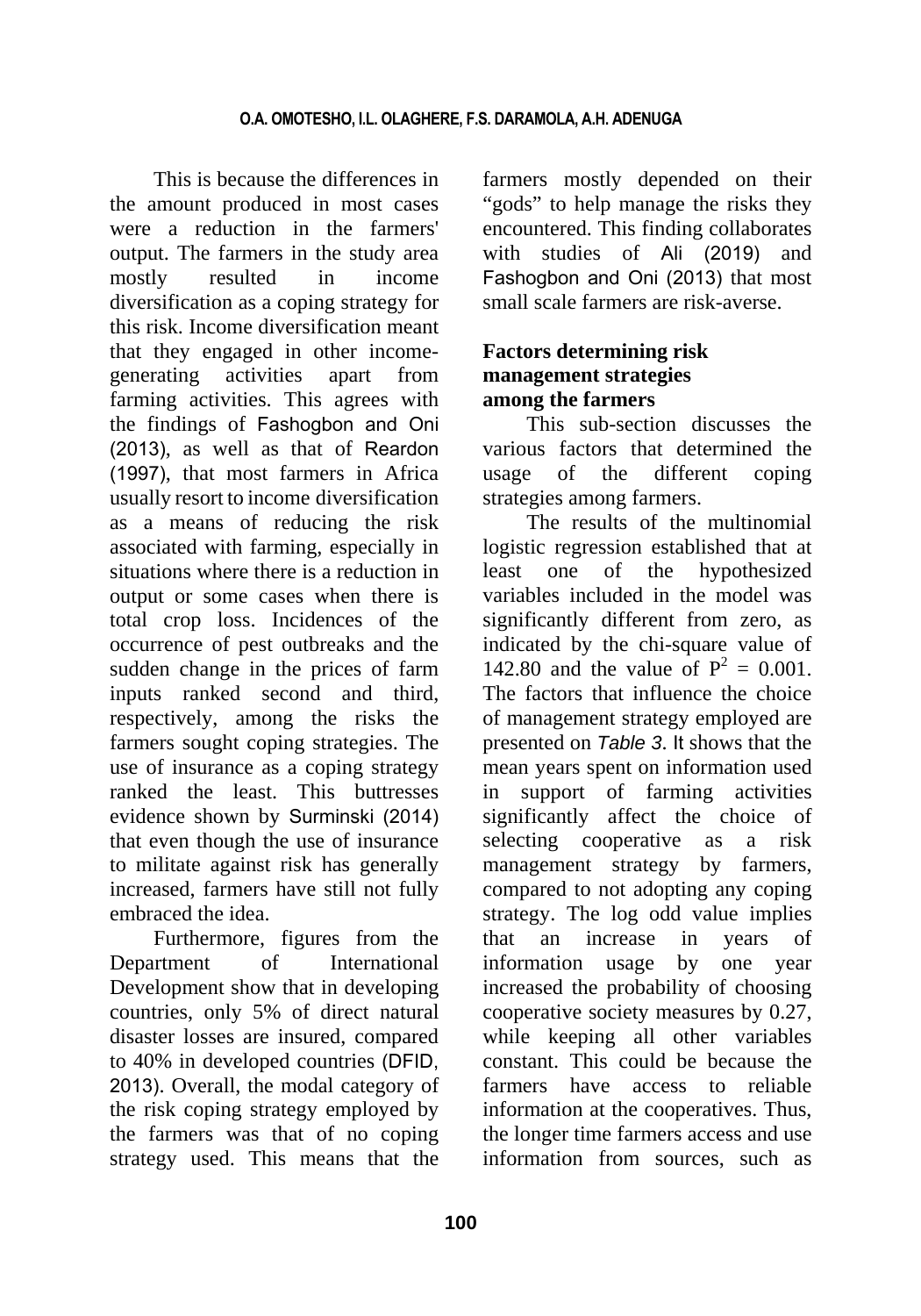This is because the differences in the amount produced in most cases were a reduction in the farmers' output. The farmers in the study area mostly resulted in income diversification as a coping strategy for this risk. Income diversification meant that they engaged in other income-generating activities apart from farming activities. This agrees with the findings of Fashogbon and Oni (2013), as well as that of Reardon (1997), that most farmers in Africa usually resort to income diversification as a means of reducing the risk associated with farming, especially in situations where there is a reduction in output or some cases when there is total crop loss. Incidences of the occurrence of pest outbreaks and the sudden change in the prices of farm inputs ranked second and third, respectively, among the risks the farmers sought coping strategies. The use of insurance as a coping strategy ranked the least. This buttresses evidence shown by Surminski (2014) that even though the use of insurance to militate against risk has generally increased, farmers have still not fully embraced the idea.

Furthermore, figures from the Department of International Development show that in developing countries, only 5% of direct natural disaster losses are insured, compared to 40% in developed countries (DFID, 2013). Overall, the modal category of the risk coping strategy employed by the farmers was that of no coping strategy used. This means that the farmers mostly depended on their "gods" to help manage the risks they encountered. This finding collaborates with studies of Ali (2019) and Fashogbon and Oni (2013) that most small scale farmers are risk-averse.

## Factors determining risk management strategies among the farmers

This sub-section discusses the various factors that determined the usage of the different coping strategies among farmers.

The results of the multinomial logistic regression established that at least one of the hypothesized variables included in the model was significantly different from zero, as indicated by the chi-square value of 142.80 and the value of $P^2 = 0.001$. The factors that influence the choice of management strategy employed are presented on *Table 3*. It shows that the mean years spent on information used in support of farming activities significantly affect the choice of selecting cooperative as a risk management strategy by farmers, compared to not adopting any coping strategy. The log odd value implies that an increase in years of information usage by one year increased the probability of choosing cooperative society measures by 0.27, while keeping all other variables constant. This could be because the farmers have access to reliable information at the cooperatives. Thus, the longer time farmers access and use information from sources, such as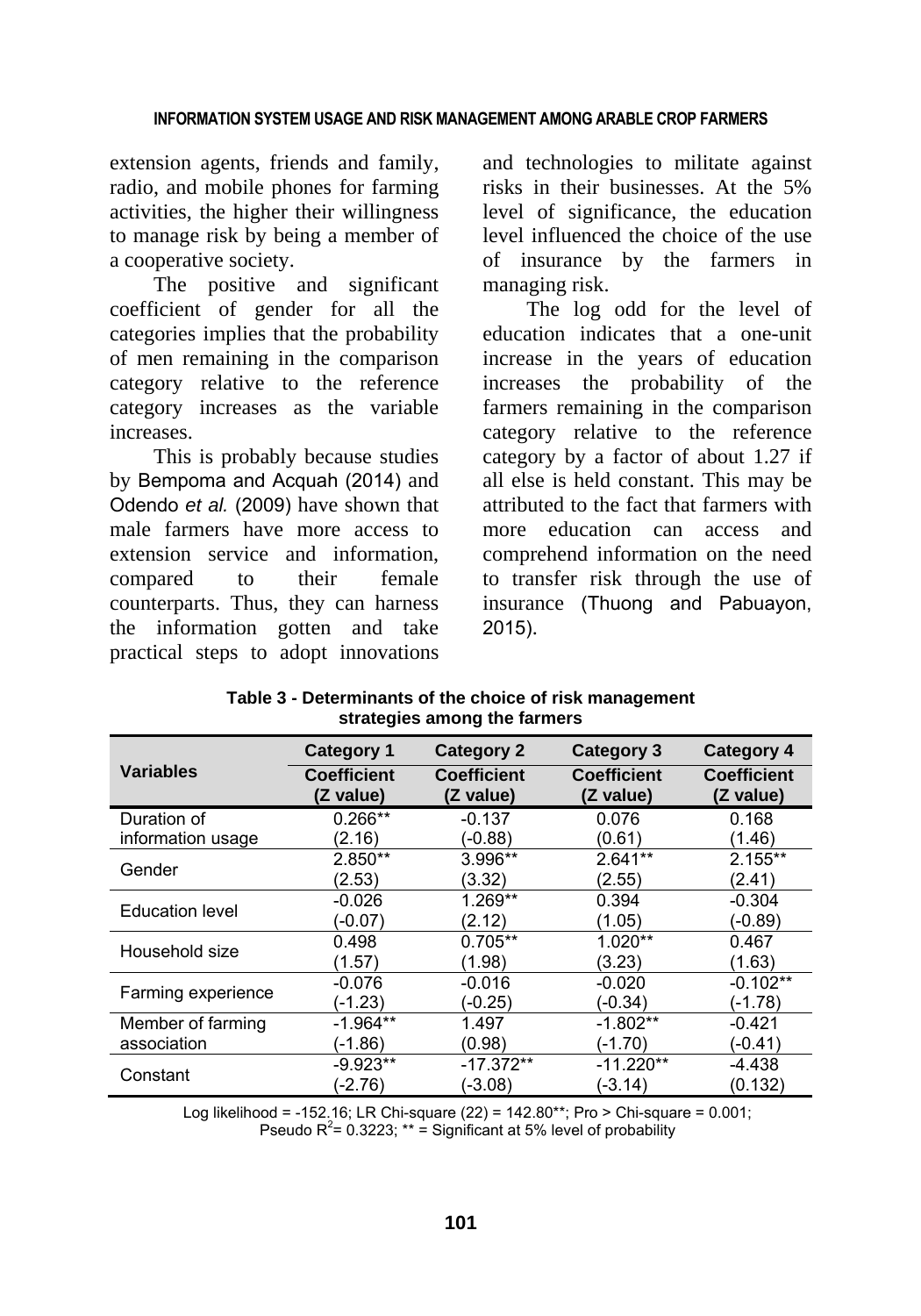extension agents, friends and family, radio, and mobile phones for farming activities, the higher their willingness to manage risk by being a member of a cooperative society.

The positive and significant coefficient of gender for all the categories implies that the probability of men remaining in the comparison category relative to the reference category increases as the variable increases.

This is probably because studies by Bempoma and Acquah (2014) and Odendo *et al.* (2009) have shown that male farmers have more access to extension service and information, compared to their female counterparts. Thus, they can harness the information gotten and take practical steps to adopt innovations and technologies to militate against risks in their businesses. At the 5% level of significance, the education level influenced the choice of the use of insurance by the farmers in managing risk.

The log odd for the level of education indicates that a one-unit increase in the years of education increases the probability of the farmers remaining in the comparison category relative to the reference category by a factor of about 1.27 if all else is held constant. This may be attributed to the fact that farmers with more education can access and comprehend information on the need to transfer risk through the use of insurance (Thuong and Pabuayon, 2015).

**Table 3 - Determinants of the choice of risk management strategies among the farmers**

| Variables | Category 1 | Category 2 | Category 3 | Category 4 |
|---|---|---|---|---|
| | Coefficient (Z value) | Coefficient (Z value) | Coefficient (Z value) | Coefficient (Z value) |
| Duration of information usage | 0.266** (2.16) | -0.137 (-0.88) | 0.076 (0.61) | 0.168 (1.46) |
| Gender | 2.850** (2.53) | 3.996** (3.32) | 2.641** (2.55) | 2.155** (2.41) |
| Education level | -0.026 (-0.07) | 1.269** (2.12) | 0.394 (1.05) | -0.304 (-0.89) |
| Household size | 0.498 (1.57) | 0.705** (1.98) | 1.020** (3.23) | 0.467 (1.63) |
| Farming experience | -0.076 (-1.23) | -0.016 (-0.25) | -0.020 (-0.34) | -0.102** (-1.78) |
| Member of farming association | -1.964** (-1.86) | 1.497 (0.98) | -1.802** (-1.70) | -0.421 (-0.41) |
| Constant | -9.923** (-2.76) | -17.372** (-3.08) | -11.220** (-3.14) | -4.438 (0.132) |

Log likelihood = -152.16; LR Chi-square (22) = 142.80**; Pro > Chi-square = 0.001; Pseudo $R^2$= 0.3223; ** = Significant at 5% level of probability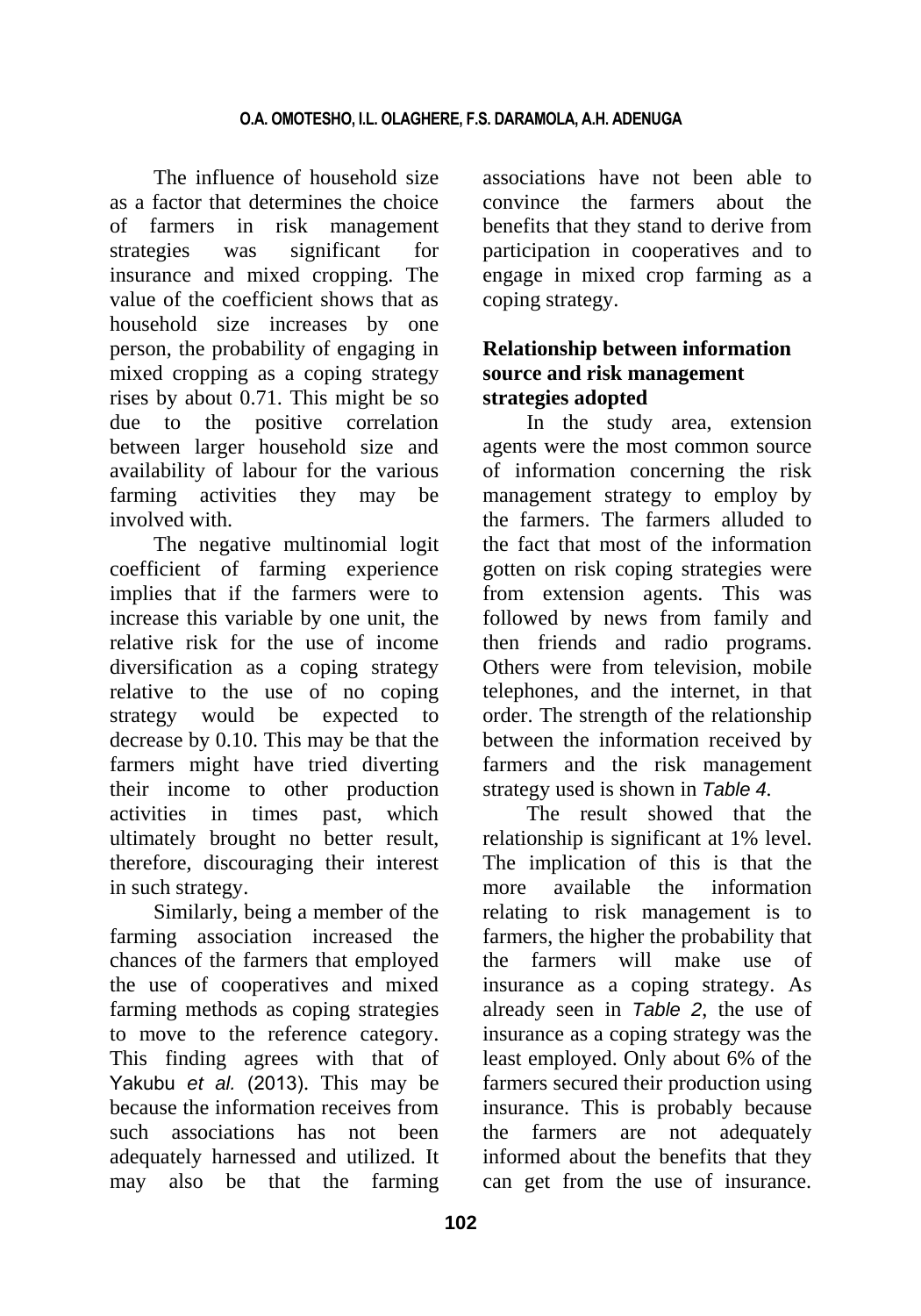The influence of household size as a factor that determines the choice of farmers in risk management strategies was significant for insurance and mixed cropping. The value of the coefficient shows that as household size increases by one person, the probability of engaging in mixed cropping as a coping strategy rises by about 0.71. This might be so due to the positive correlation between larger household size and availability of labour for the various farming activities they may be involved with.

The negative multinomial logit coefficient of farming experience implies that if the farmers were to increase this variable by one unit, the relative risk for the use of income diversification as a coping strategy relative to the use of no coping strategy would be expected to decrease by 0.10. This may be that the farmers might have tried diverting their income to other production activities in times past, which ultimately brought no better result, therefore, discouraging their interest in such strategy.

Similarly, being a member of the farming association increased the chances of the farmers that employed the use of cooperatives and mixed farming methods as coping strategies to move to the reference category. This finding agrees with that of Yakubu *et al.* (2013). This may be because the information receives from such associations has not been adequately harnessed and utilized. It may also be that the farming associations have not been able to convince the farmers about the benefits that they stand to derive from participation in cooperatives and to engage in mixed crop farming as a coping strategy.

## Relationship between information source and risk management strategies adopted

In the study area, extension agents were the most common source of information concerning the risk management strategy to employ by the farmers. The farmers alluded to the fact that most of the information gotten on risk coping strategies were from extension agents. This was followed by news from family and then friends and radio programs. Others were from television, mobile telephones, and the internet, in that order. The strength of the relationship between the information received by farmers and the risk management strategy used is shown in *Table 4*.

The result showed that the relationship is significant at 1% level. The implication of this is that the more available the information relating to risk management is to farmers, the higher the probability that the farmers will make use of insurance as a coping strategy. As already seen in *Table 2*, the use of insurance as a coping strategy was the least employed. Only about 6% of the farmers secured their production using insurance. This is probably because the farmers are not adequately informed about the benefits that they can get from the use of insurance.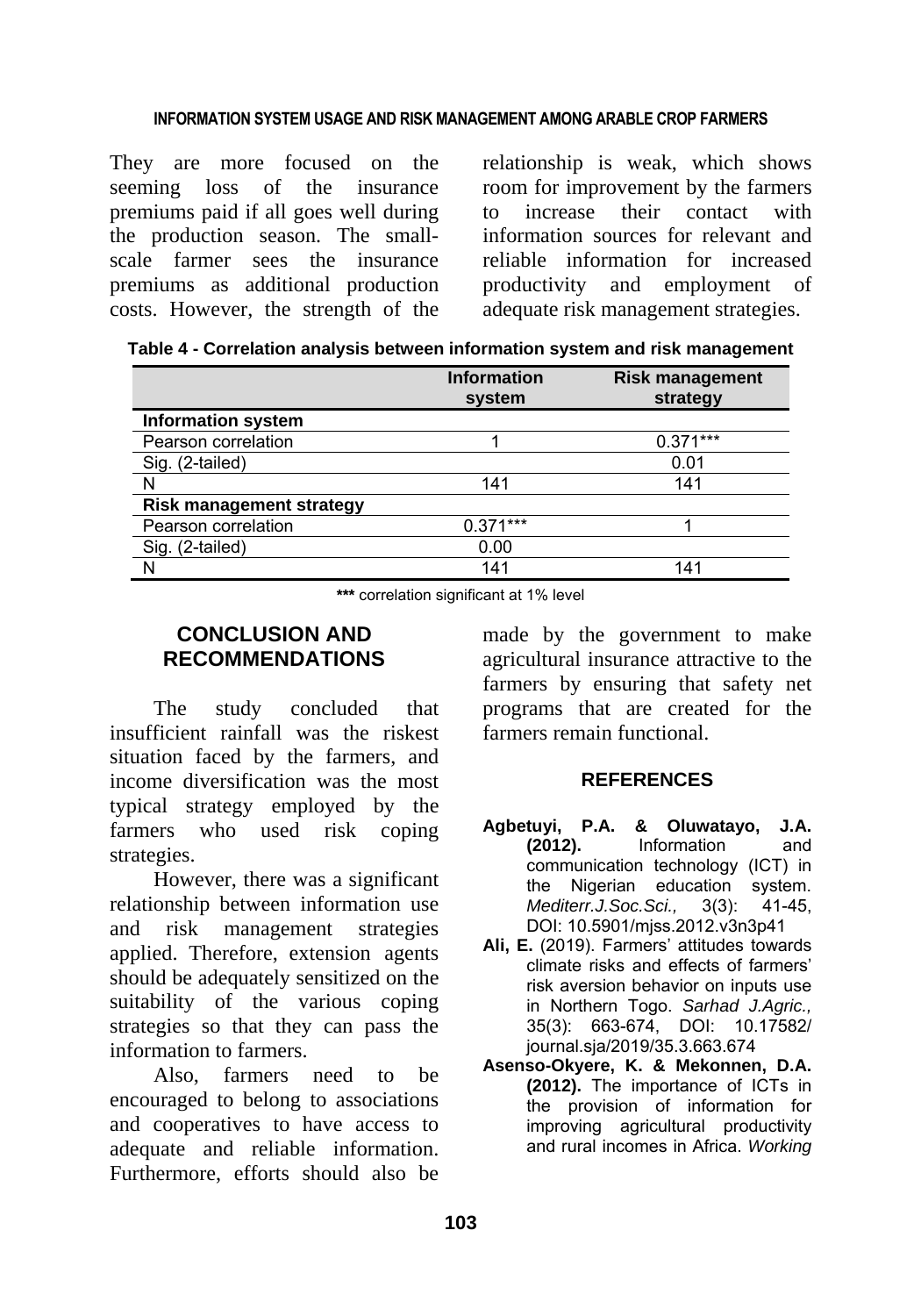They are more focused on the seeming loss of the insurance premiums paid if all goes well during the production season. The small-scale farmer sees the insurance premiums as additional production costs. However, the strength of the relationship is weak, which shows room for improvement by the farmers to increase their contact with information sources for relevant and reliable information for increased productivity and employment of adequate risk management strategies.

**Table 4 - Correlation analysis between information system and risk management**

| | Information system | Risk management strategy |
|---|---|---|
| **Information system** | | |
| Pearson correlation | 1 | 0.371*** |
| Sig. (2-tailed) | | 0.01 |
| N | 141 | 141 |
| **Risk management strategy** | | |
| Pearson correlation | 0.371*** | 1 |
| Sig. (2-tailed) | 0.00 | |
| N | 141 | 141 |

**\*\*\*** correlation significant at 1% level

## CONCLUSION AND RECOMMENDATIONS

The study concluded that insufficient rainfall was the riskest situation faced by the farmers, and income diversification was the most typical strategy employed by the farmers who used risk coping strategies.

However, there was a significant relationship between information use and risk management strategies applied. Therefore, extension agents should be adequately sensitized on the suitability of the various coping strategies so that they can pass the information to farmers.

Also, farmers need to be encouraged to belong to associations and cooperatives to have access to adequate and reliable information. Furthermore, efforts should also be made by the government to make agricultural insurance attractive to the farmers by ensuring that safety net programs that are created for the farmers remain functional.

## REFERENCES

**Agbetuyi, P.A. & Oluwatayo, J.A. (2012).** Information and communication technology (ICT) in the Nigerian education system. *Mediterr.J.Soc.Sci.,* 3(3): 41-45, DOI: 10.5901/mjss.2012.v3n3p41

**Ali, E.** (2019). Farmers' attitudes towards climate risks and effects of farmers' risk aversion behavior on inputs use in Northern Togo. *Sarhad J.Agric.,* 35(3): 663-674, DOI: 10.17582/journal.sja/2019/35.3.663.674

**Asenso-Okyere, K. & Mekonnen, D.A. (2012).** The importance of ICTs in the provision of information for improving agricultural productivity and rural incomes in Africa. *Working*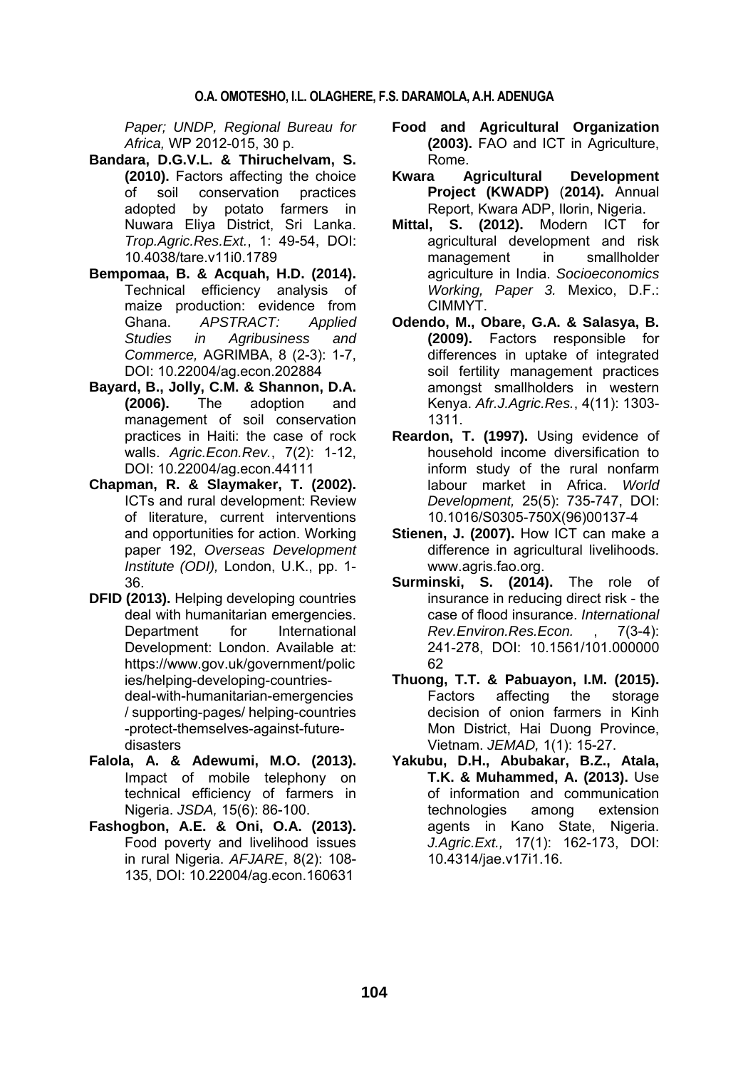*Paper; UNDP, Regional Bureau for Africa,* WP 2012-015, 30 p.

**Bandara, D.G.V.L. & Thiruchelvam, S. (2010).** Factors affecting the choice of soil conservation practices adopted by potato farmers in Nuwara Eliya District, Sri Lanka. *Trop.Agric.Res.Ext.*, 1: 49-54, DOI: 10.4038/tare.v11i0.1789

**Bempomaa, B. & Acquah, H.D. (2014).** Technical efficiency analysis of maize production: evidence from Ghana. *APSTRACT: Applied Studies in Agribusiness and Commerce,* AGRIMBA, 8 (2-3): 1-7, DOI: 10.22004/ag.econ.202884

**Bayard, B., Jolly, C.M. & Shannon, D.A. (2006).** The adoption and management of soil conservation practices in Haiti: the case of rock walls. *Agric.Econ.Rev.*, 7(2): 1-12, DOI: 10.22004/ag.econ.44111

**Chapman, R. & Slaymaker, T. (2002).** ICTs and rural development: Review of literature, current interventions and opportunities for action. Working paper 192, *Overseas Development Institute (ODI),* London, U.K., pp. 1-36.

**DFID (2013).** Helping developing countries deal with humanitarian emergencies. Department for International Development: London. Available at: https://www.gov.uk/government/policies/helping-developing-countries-deal-with-humanitarian-emergencies / supporting-pages/ helping-countries -protect-themselves-against-future-disasters

**Falola, A. & Adewumi, M.O. (2013).** Impact of mobile telephony on technical efficiency of farmers in Nigeria. *JSDA,* 15(6): 86-100.

**Fashogbon, A.E. & Oni, O.A. (2013).** Food poverty and livelihood issues in rural Nigeria. *AFJARE*, 8(2): 108-135, DOI: 10.22004/ag.econ.160631

**Food and Agricultural Organization (2003).** FAO and ICT in Agriculture, Rome.

**Kwara Agricultural Development Project (KWADP)** (**2014).** Annual Report, Kwara ADP, Ilorin, Nigeria.

**Mittal, S. (2012).** Modern ICT for agricultural development and risk management in smallholder agriculture in India. *Socioeconomics Working, Paper 3.* Mexico, D.F.: CIMMYT.

**Odendo, M., Obare, G.A. & Salasya, B. (2009).** Factors responsible for differences in uptake of integrated soil fertility management practices amongst smallholders in western Kenya. *Afr.J.Agric.Res.*, 4(11): 1303-1311.

**Reardon, T. (1997).** Using evidence of household income diversification to inform study of the rural nonfarm labour market in Africa. *World Development,* 25(5): 735-747, DOI: 10.1016/S0305-750X(96)00137-4

**Stienen, J. (2007).** How ICT can make a difference in agricultural livelihoods. www.agris.fao.org.

**Surminski, S. (2014).** The role of insurance in reducing direct risk - the case of flood insurance. *International Rev.Environ.Res.Econ.* , 7(3-4): 241-278, DOI: 10.1561/101.00000062

**Thuong, T.T. & Pabuayon, I.M. (2015).** Factors affecting the storage decision of onion farmers in Kinh Mon District, Hai Duong Province, Vietnam. *JEMAD,* 1(1): 15-27.

**Yakubu, D.H., Abubakar, B.Z., Atala, T.K. & Muhammed, A. (2013).** Use of information and communication technologies among extension agents in Kano State, Nigeria. *J.Agric.Ext.,* 17(1): 162-173, DOI: 10.4314/jae.v17i1.16.